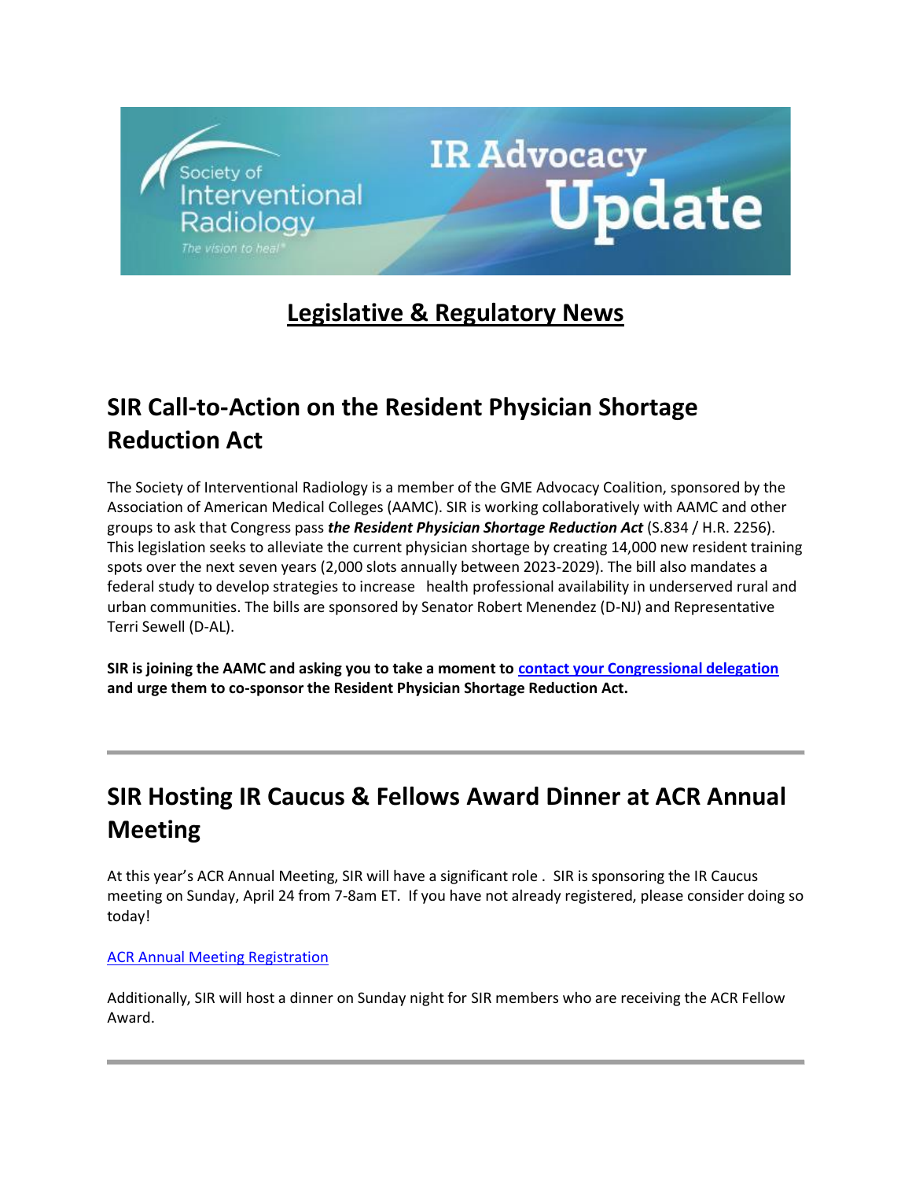## Legislative & Regulatory News

## SIR Call-to-Action on the Resident Physician Shortage Reduction Act

The Society of Interventional Radiology is a member of the GME Advocacy Coalition, sponsored by the Association of American Medical Colleges (AAMC). SIR is working collaboratively with AAMC and other groups to ask that Congress pass ***the Resident Physician Shortage Reduction Act*** (S.834 / H.R. 2256). This legislation seeks to alleviate the current physician shortage by creating 14,000 new resident training spots over the next seven years (2,000 slots annually between 2023-2029). The bill also mandates a federal study to develop strategies to increase health professional availability in underserved rural and urban communities. The bills are sponsored by Senator Robert Menendez (D-NJ) and Representative Terri Sewell (D-AL).

**SIR is joining the AAMC and asking you to take a moment to contact your Congressional delegation and urge them to co-sponsor the Resident Physician Shortage Reduction Act.**

---

## SIR Hosting IR Caucus & Fellows Award Dinner at ACR Annual Meeting

At this year's ACR Annual Meeting, SIR will have a significant role . SIR is sponsoring the IR Caucus meeting on Sunday, April 24 from 7-8am ET. If you have not already registered, please consider doing so today!

ACR Annual Meeting Registration

Additionally, SIR will host a dinner on Sunday night for SIR members who are receiving the ACR Fellow Award.

---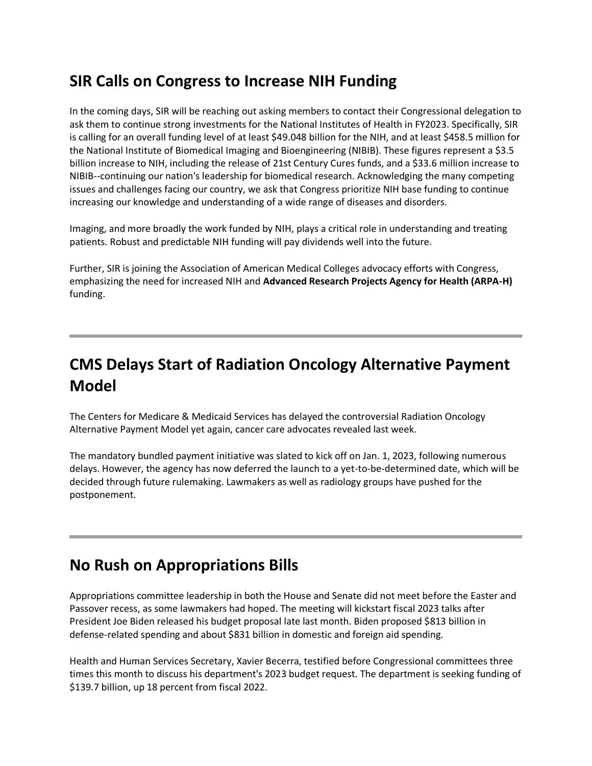## SIR Calls on Congress to Increase NIH Funding

In the coming days, SIR will be reaching out asking members to contact their Congressional delegation to ask them to continue strong investments for the National Institutes of Health in FY2023. Specifically, SIR is calling for an overall funding level of at least $49.048 billion for the NIH, and at least $458.5 million for the National Institute of Biomedical Imaging and Bioengineering (NIBIB). These figures represent a $3.5 billion increase to NIH, including the release of 21st Century Cures funds, and a $33.6 million increase to NIBIB--continuing our nation's leadership for biomedical research. Acknowledging the many competing issues and challenges facing our country, we ask that Congress prioritize NIH base funding to continue increasing our knowledge and understanding of a wide range of diseases and disorders.

Imaging, and more broadly the work funded by NIH, plays a critical role in understanding and treating patients. Robust and predictable NIH funding will pay dividends well into the future.

Further, SIR is joining the Association of American Medical Colleges advocacy efforts with Congress, emphasizing the need for increased NIH and **Advanced Research Projects Agency for Health (ARPA-H)** funding.

---

## CMS Delays Start of Radiation Oncology Alternative Payment Model

The Centers for Medicare & Medicaid Services has delayed the controversial Radiation Oncology Alternative Payment Model yet again, cancer care advocates revealed last week.

The mandatory bundled payment initiative was slated to kick off on Jan. 1, 2023, following numerous delays. However, the agency has now deferred the launch to a yet-to-be-determined date, which will be decided through future rulemaking. Lawmakers as well as radiology groups have pushed for the postponement.

---

## No Rush on Appropriations Bills

Appropriations committee leadership in both the House and Senate did not meet before the Easter and Passover recess, as some lawmakers had hoped. The meeting will kickstart fiscal 2023 talks after President Joe Biden released his budget proposal late last month. Biden proposed $813 billion in defense-related spending and about $831 billion in domestic and foreign aid spending.

Health and Human Services Secretary, Xavier Becerra, testified before Congressional committees three times this month to discuss his department's 2023 budget request. The department is seeking funding of $139.7 billion, up 18 percent from fiscal 2022.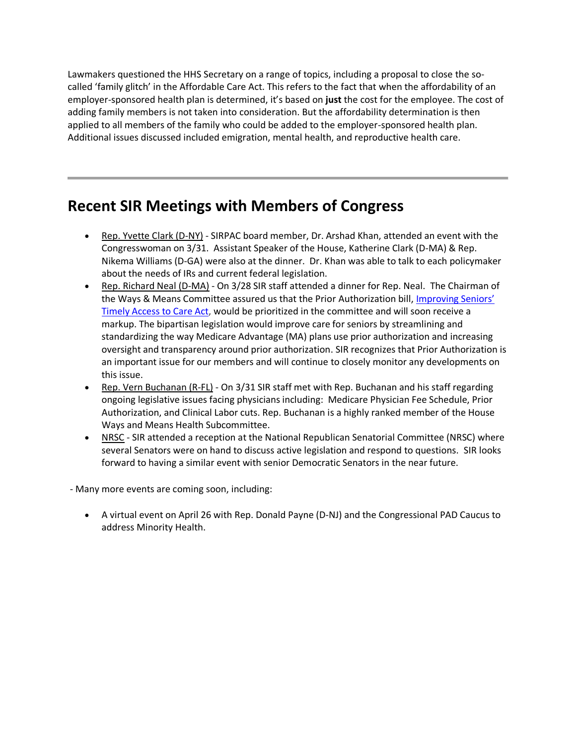Lawmakers questioned the HHS Secretary on a range of topics, including a proposal to close the so-called 'family glitch' in the Affordable Care Act. This refers to the fact that when the affordability of an employer-sponsored health plan is determined, it's based on **just** the cost for the employee. The cost of adding family members is not taken into consideration. But the affordability determination is then applied to all members of the family who could be added to the employer-sponsored health plan. Additional issues discussed included emigration, mental health, and reproductive health care.

---

## Recent SIR Meetings with Members of Congress

- Rep. Yvette Clark (D-NY) - SIRPAC board member, Dr. Arshad Khan, attended an event with the Congresswoman on 3/31. Assistant Speaker of the House, Katherine Clark (D-MA) & Rep. Nikema Williams (D-GA) were also at the dinner. Dr. Khan was able to talk to each policymaker about the needs of IRs and current federal legislation.
- Rep. Richard Neal (D-MA) - On 3/28 SIR staff attended a dinner for Rep. Neal. The Chairman of the Ways & Means Committee assured us that the Prior Authorization bill, Improving Seniors' Timely Access to Care Act, would be prioritized in the committee and will soon receive a markup. The bipartisan legislation would improve care for seniors by streamlining and standardizing the way Medicare Advantage (MA) plans use prior authorization and increasing oversight and transparency around prior authorization. SIR recognizes that Prior Authorization is an important issue for our members and will continue to closely monitor any developments on this issue.
- Rep. Vern Buchanan (R-FL) - On 3/31 SIR staff met with Rep. Buchanan and his staff regarding ongoing legislative issues facing physicians including: Medicare Physician Fee Schedule, Prior Authorization, and Clinical Labor cuts. Rep. Buchanan is a highly ranked member of the House Ways and Means Health Subcommittee.
- NRSC - SIR attended a reception at the National Republican Senatorial Committee (NRSC) where several Senators were on hand to discuss active legislation and respond to questions. SIR looks forward to having a similar event with senior Democratic Senators in the near future.

- Many more events are coming soon, including:

- A virtual event on April 26 with Rep. Donald Payne (D-NJ) and the Congressional PAD Caucus to address Minority Health.